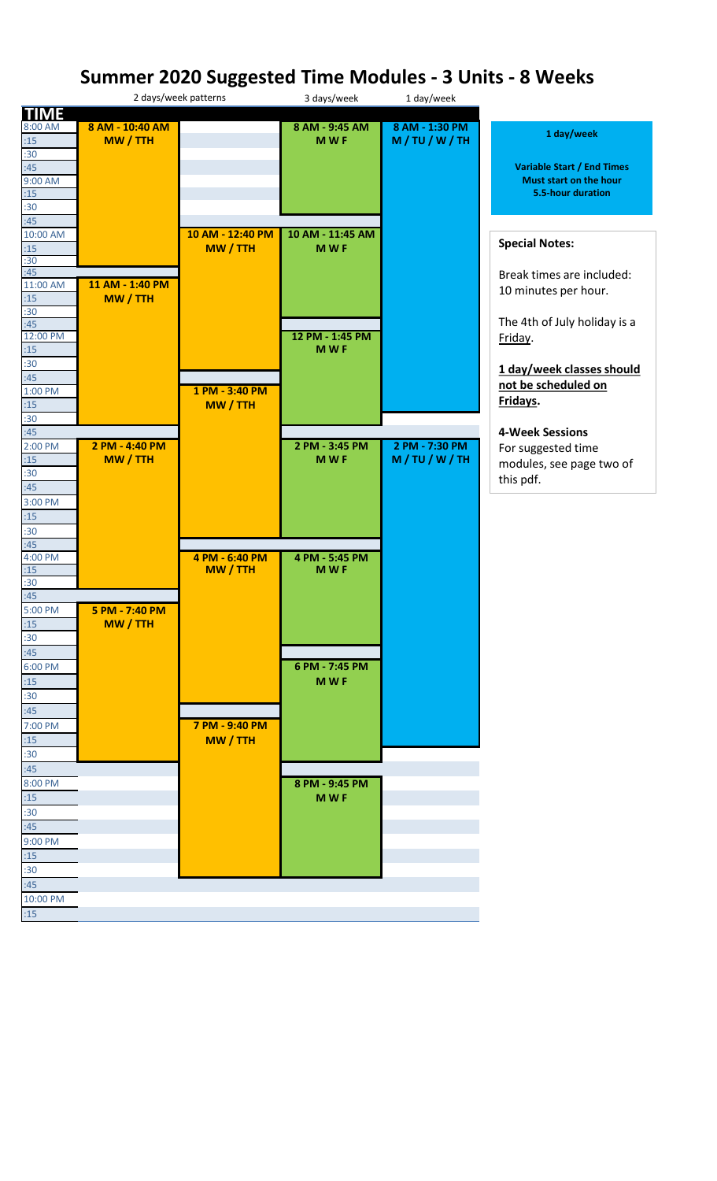# Summary 2020 Suggested Time Modules - 3 Units - 8 Weeks

| TIME | 2 days/week patterns | | 3 days/week | 1 day/week |
|---|---|---|---|---|
| 8:00 AM | 8 AM - 10:40 AM MW / TTH | | 8 AM - 9:45 AM M W F | 8 AM - 1:30 PM M / TU / W / TH |
| 10:00 AM | | 10 AM - 12:40 PM MW / TTH | 10 AM - 11:45 AM M W F | |
| 11:00 AM | 11 AM - 1:40 PM MW / TTH | | | |
| 12:00 PM | | | 12 PM - 1:45 PM M W F | |
| 1:00 PM | | 1 PM - 3:40 PM MW / TTH | | |
| 2:00 PM | 2 PM - 4:40 PM MW / TTH | | 2 PM - 3:45 PM M W F | 2 PM - 7:30 PM M / TU / W / TH |
| 4:00 PM | | 4 PM - 6:40 PM MW / TTH | 4 PM - 5:45 PM M W F | |
| 5:00 PM | 5 PM - 7:40 PM MW / TTH | | | |
| 6:00 PM | | | 6 PM - 7:45 PM M W F | |
| 7:00 PM | | 7 PM - 9:40 PM MW / TTH | | |
| 8:00 PM | | | 8 PM - 9:45 PM M W F | |

**1 day/week**

**Variable Start / End Times**
**Must start on the hour**
**5.5-hour duration**

**Special Notes:**

Break times are included: 10 minutes per hour.

The 4th of July holiday is a Friday.

**1 day/week classes should not be scheduled on Fridays.**

**4-Week Sessions**
For suggested time modules, see page two of this pdf.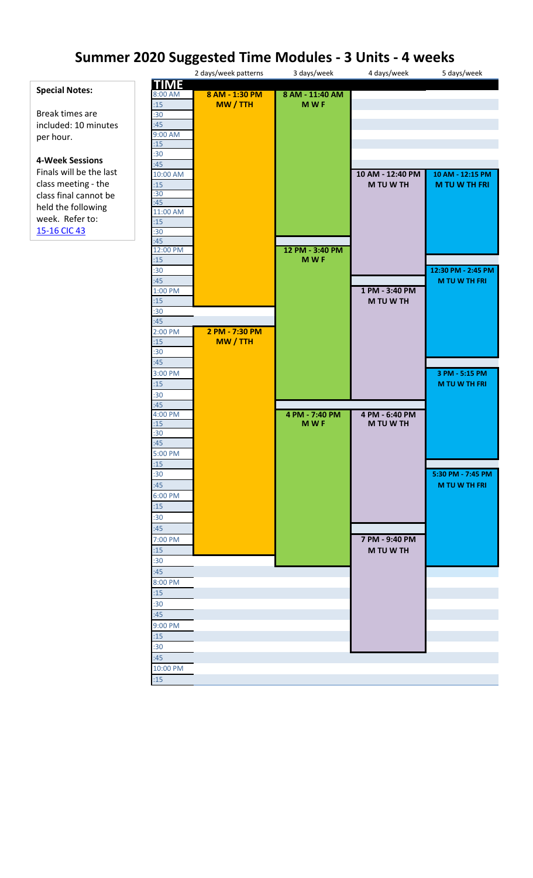# Summer 2020 Suggested Time Modules - 3 Units - 4 weeks

**Special Notes:**

Break times are included: 10 minutes per hour.

**4-Week Sessions**

Finals will be the last class meeting - the class final cannot be held the following week. Refer to: [15-16 CIC 43]

| TIME | 2 days/week patterns | 3 days/week | 4 days/week | 5 days/week |
|---|---|---|---|---|
| 8:00 AM | **8 AM - 1:30 PM MW / TTH** | **8 AM - 11:40 AM M W F** | | |
| :15 | | | | |
| :30 | | | | |
| :45 | | | | |
| 9:00 AM | | | | |
| :15 | | | | |
| :30 | | | | |
| :45 | | | | |
| 10:00 AM | | | **10 AM - 12:40 PM M TU W TH** | **10 AM - 12:15 PM M TU W TH FRI** |
| :15 | | | | |
| :30 | | | | |
| :45 | | | | |
| 11:00 AM | | | | |
| :15 | | | | |
| :30 | | | | |
| :45 | | | | |
| 12:00 PM | | **12 PM - 3:40 PM M W F** | | |
| :15 | | | | |
| :30 | | | | **12:30 PM - 2:45 PM M TU W TH FRI** |
| :45 | | | | |
| 1:00 PM | | | **1 PM - 3:40 PM M TU W TH** | |
| :15 | | | | |
| :30 | | | | |
| :45 | | | | |
| 2:00 PM | **2 PM - 7:30 PM MW / TTH** | | | |
| :15 | | | | |
| :30 | | | | |
| :45 | | | | |
| 3:00 PM | | | | **3 PM - 5:15 PM M TU W TH FRI** |
| :15 | | | | |
| :30 | | | | |
| :45 | | | | |
| 4:00 PM | | **4 PM - 7:40 PM M W F** | **4 PM - 6:40 PM M TU W TH** | |
| :15 | | | | |
| :30 | | | | |
| :45 | | | | |
| 5:00 PM | | | | |
| :15 | | | | |
| :30 | | | | **5:30 PM - 7:45 PM M TU W TH FRI** |
| :45 | | | | |
| 6:00 PM | | | | |
| :15 | | | | |
| :30 | | | | |
| :45 | | | | |
| 7:00 PM | | | **7 PM - 9:40 PM M TU W TH** | |
| :15 | | | | |
| :30 | | | | |
| :45 | | | | |
| 8:00 PM | | | | |
| :15 | | | | |
| :30 | | | | |
| :45 | | | | |
| 9:00 PM | | | | |
| :15 | | | | |
| :30 | | | | |
| :45 | | | | |
| 10:00 PM | | | | |
| :15 | | | | |